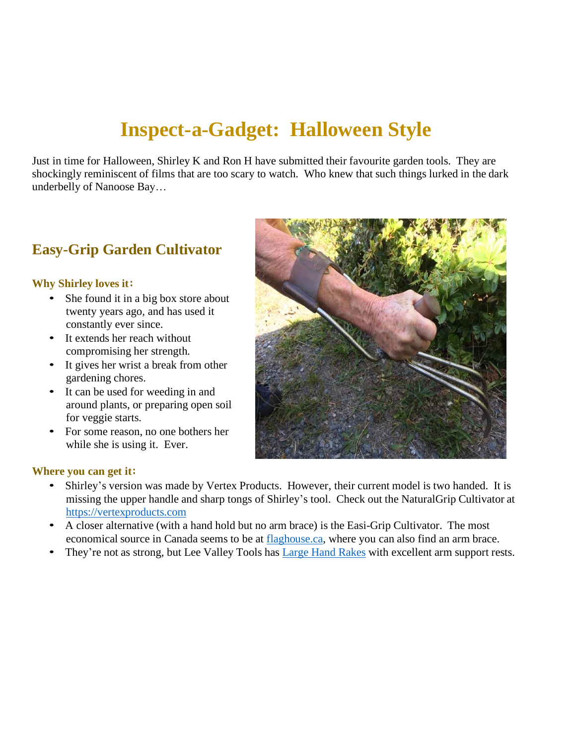# Inspect-a-Gadget: Halloween Style

Just in time for Halloween, Shirley K and Ron H have submitted their favourite garden tools. They are shockingly reminiscent of films that are too scary to watch. Who knew that such things lurked in the dark underbelly of Nanoose Bay…

## Easy-Grip Garden Cultivator

### Why Shirley loves it:

- She found it in a big box store about twenty years ago, and has used it constantly ever since.
- It extends her reach without compromising her strength.
- It gives her wrist a break from other gardening chores.
- It can be used for weeding in and around plants, or preparing open soil for veggie starts.
- For some reason, no one bothers her while she is using it. Ever.

### Where you can get it:

- Shirley's version was made by Vertex Products. However, their current model is two handed. It is missing the upper handle and sharp tongs of Shirley's tool. Check out the NaturalGrip Cultivator at [https://vertexproducts.com](https://vertexproducts.com)
- A closer alternative (with a hand hold but no arm brace) is the Easi-Grip Cultivator. The most economical source in Canada seems to be at [flaghouse.ca](flaghouse.ca), where you can also find an arm brace.
- They're not as strong, but Lee Valley Tools has [Large Hand Rakes]() with excellent arm support rests.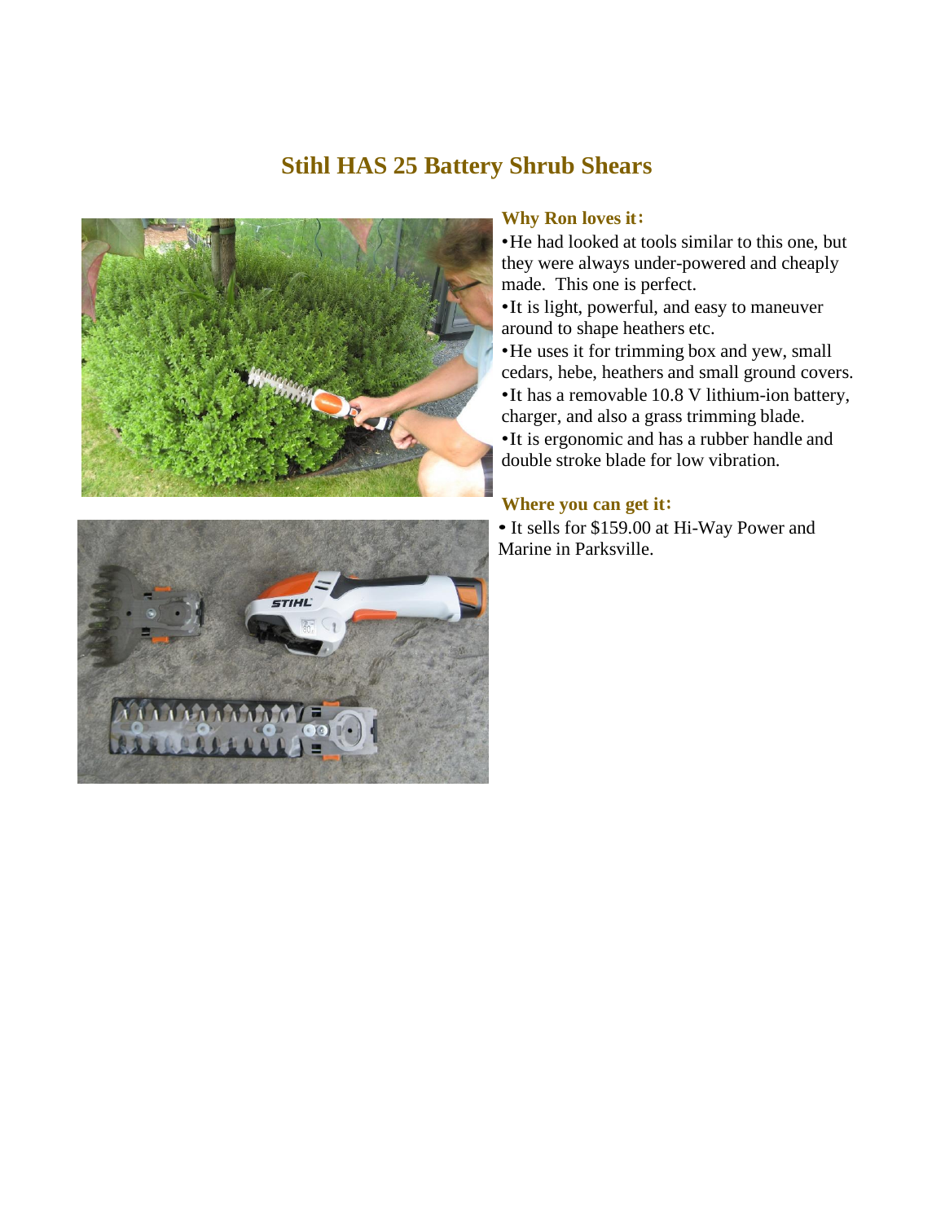# Stihl HAS 25 Battery Shrub Shears

### Why Ron loves it:

- He had looked at tools similar to this one, but they were always under-powered and cheaply made.  This one is perfect.
- It is light, powerful, and easy to maneuver around to shape heathers etc.
- He uses it for trimming box and yew, small cedars, hebe, heathers and small ground covers.
- It has a removable 10.8 V lithium-ion battery, charger, and also a grass trimming blade.
- It is ergonomic and has a rubber handle and double stroke blade for low vibration.

### Where you can get it:

- It sells for $159.00 at Hi-Way Power and Marine in Parksville.